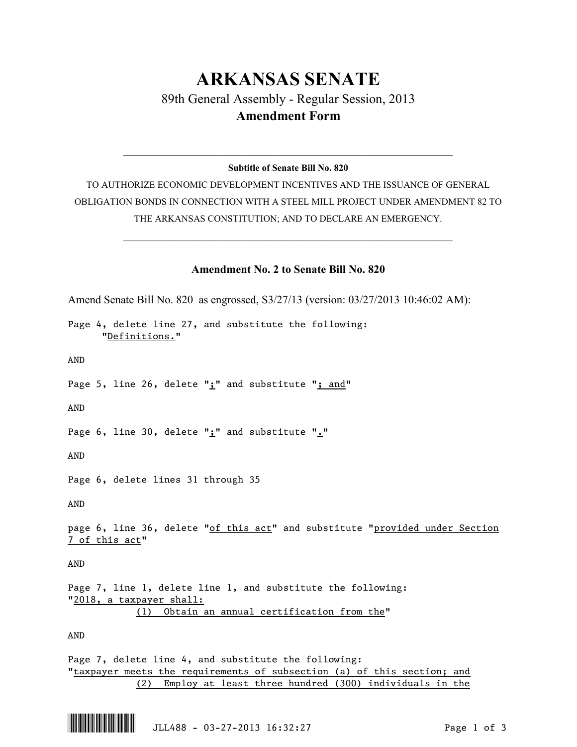// Non-ownership: skip ties

# ARKANSAS SENATE

## 89th General Assembly - Regular Session, 2013

### Amendment Form

---

**Subtitle of Senate Bill No. 820**

TO AUTHORIZE ECONOMIC DEVELOPMENT INCENTIVES AND THE ISSUANCE OF GENERAL OBLIGATION BONDS IN CONNECTION WITH A STEEL MILL PROJECT UNDER AMENDMENT 82 TO THE ARKANSAS CONSTITUTION; AND TO DECLARE AN EMERGENCY.

---

### Amendment No. 2 to Senate Bill No. 820

Amend Senate Bill No. 820 as engrossed, S3/27/13 (version: 03/27/2013 10:46:02 AM):

Page 4, delete line 27, and substitute the following:
"Definitions."

AND

Page 5, line 26, delete ";" and substitute "; and"

AND

Page 6, line 30, delete ";" and substitute "."

AND

Page 6, delete lines 31 through 35

AND

page 6, line 36, delete "of this act" and substitute "provided under Section 7 of this act"

AND

Page 7, line 1, delete line 1, and substitute the following:
"2018, a taxpayer shall:
(1) Obtain an annual certification from the"

AND

Page 7, delete line 4, and substitute the following:
"taxpayer meets the requirements of subsection (a) of this section; and
(2) Employ at least three hundred (300) individuals in the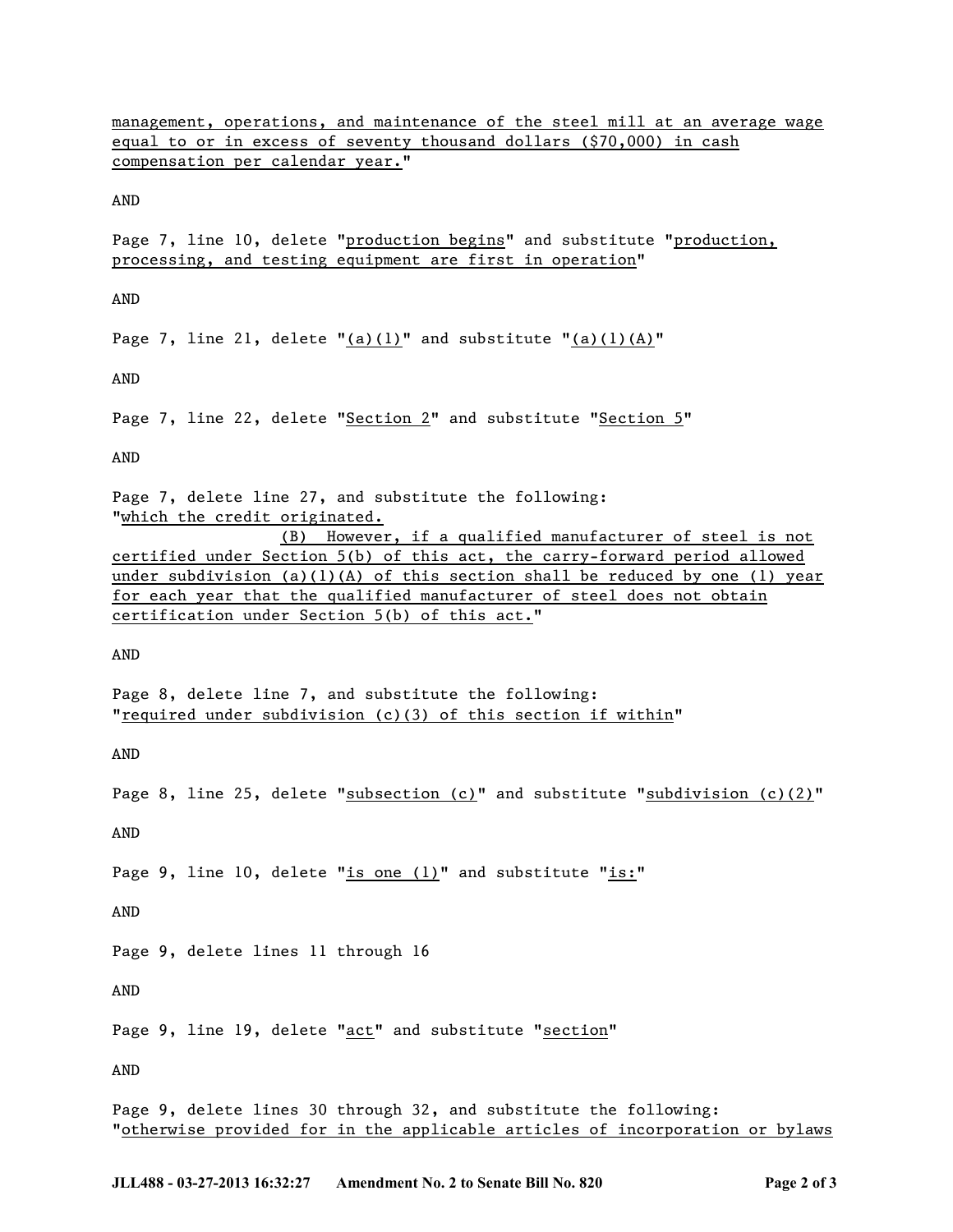management, operations, and maintenance of the steel mill at an average wage equal to or in excess of seventy thousand dollars ($70,000) in cash compensation per calendar year."

AND

Page 7, line 10, delete "production begins" and substitute "production, processing, and testing equipment are first in operation"

AND

Page 7, line 21, delete "(a)(1)" and substitute "(a)(1)(A)"

AND

Page 7, line 22, delete "Section 2" and substitute "Section 5"

AND

Page 7, delete line 27, and substitute the following:
"which the credit originated.
(B) However, if a qualified manufacturer of steel is not certified under Section 5(b) of this act, the carry-forward period allowed under subdivision (a)(1)(A) of this section shall be reduced by one (1) year for each year that the qualified manufacturer of steel does not obtain certification under Section 5(b) of this act."

AND

Page 8, delete line 7, and substitute the following:
"required under subdivision (c)(3) of this section if within"

AND

Page 8, line 25, delete "subsection (c)" and substitute "subdivision (c)(2)"

AND

Page 9, line 10, delete "is one (1)" and substitute "is:"

AND

Page 9, delete lines 11 through 16

AND

Page 9, line 19, delete "act" and substitute "section"

AND

Page 9, delete lines 30 through 32, and substitute the following:
"otherwise provided for in the applicable articles of incorporation or bylaws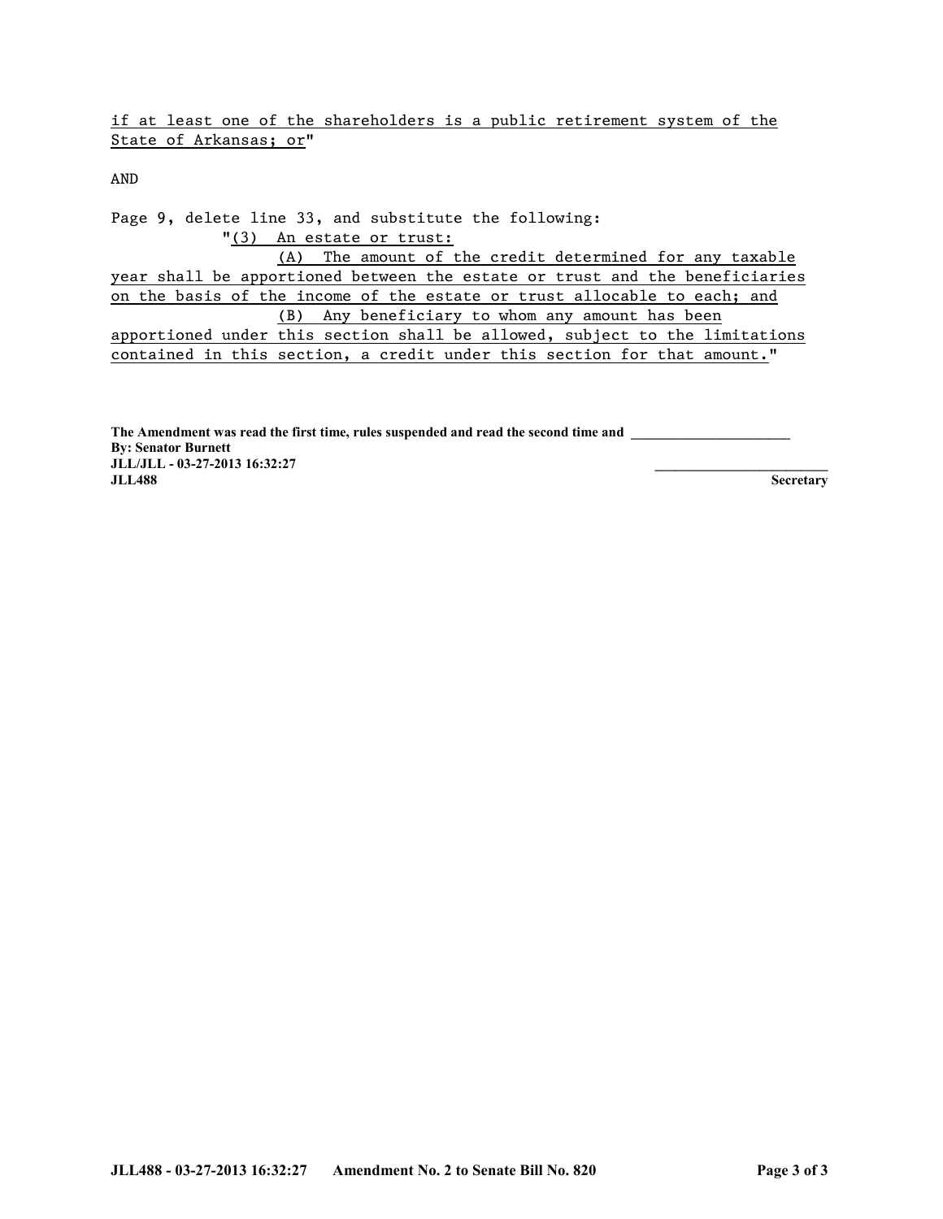if at least one of the shareholders is a public retirement system of the State of Arkansas; or"

AND

Page 9, delete line 33, and substitute the following:

"(3) An estate or trust:

(A) The amount of the credit determined for any taxable year shall be apportioned between the estate or trust and the beneficiaries on the basis of the income of the estate or trust allocable to each; and

(B) Any beneficiary to whom any amount has been apportioned under this section shall be allowed, subject to the limitations contained in this section, a credit under this section for that amount."

**The Amendment was read the first time, rules suspended and read the second time and \_\_\_\_\_\_\_\_\_\_\_\_\_\_\_\_\_\_\_\_\_\_**
**By: Senator Burnett**
**JLL/JLL - 03-27-2013 16:32:27**
**JLL488**

\_\_\_\_\_\_\_\_\_\_\_\_\_\_\_\_\_\_\_\_\_\_\_\_
**Secretary**